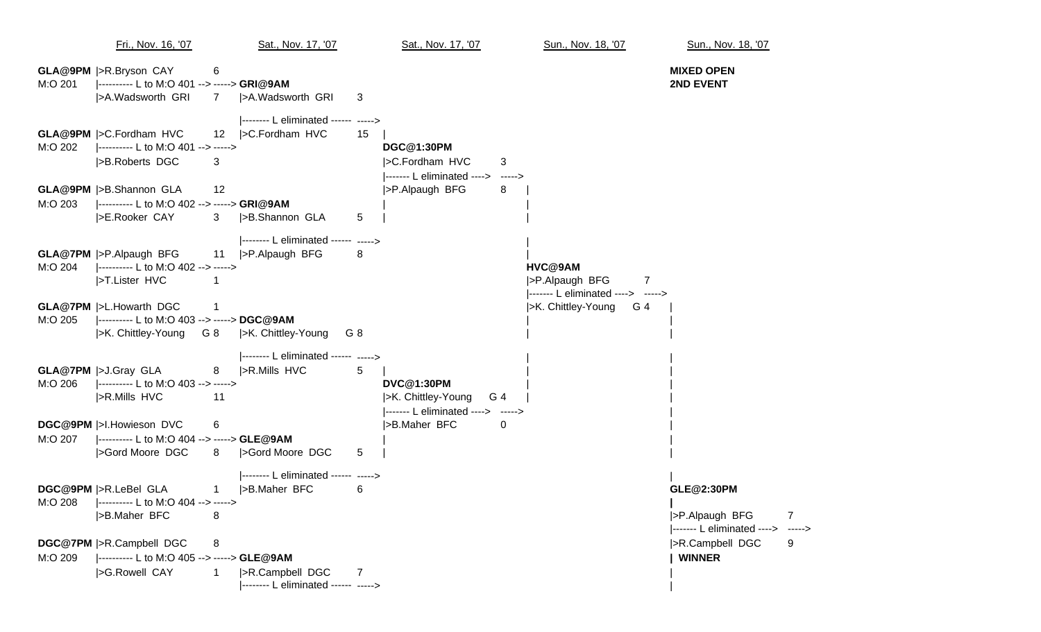Fri., Nov. 16, '07 | Sat., Nov. 17, '07 | Sat., Nov. 17, '07 | Sun., Nov. 18, '07 | Sun., Nov. 18, '07

**MIXED OPEN**
**2ND EVENT**

**GLA@9PM** M:O 201
|>R.Bryson CAY 6
|---------- L to M:O 401 --> -----> **GRI@9AM**
|>A.Wadsworth GRI 7 |>A.Wadsworth GRI 3

|-------- L eliminated ------ ----->

**GLA@9PM** M:O 202
|>C.Fordham HVC 12 |>C.Fordham HVC 15
|---------- L to M:O 401 --> ----->
|>B.Roberts DGC 3

**DGC@1:30PM**
|>C.Fordham HVC 3
|------- L eliminated ----> ----->
|>P.Alpaugh BFG 8

**GLA@9PM** M:O 203
|>B.Shannon GLA 12
|---------- L to M:O 402 --> -----> **GRI@9AM**
|>E.Rooker CAY 3 |>B.Shannon GLA 5

|-------- L eliminated ------ ----->

**GLA@7PM** M:O 204
|>P.Alpaugh BFG 11 |>P.Alpaugh BFG 8
|---------- L to M:O 402 --> ----->
|>T.Lister HVC 1

**HVC@9AM**
|>P.Alpaugh BFG 7
|------- L eliminated ----> ----->
|>K. Chittley-Young G 4

**GLA@7PM** M:O 205
|>L.Howarth DGC 1
|---------- L to M:O 403 --> -----> **DGC@9AM**
|>K. Chittley-Young G 8 |>K. Chittley-Young G 8

|-------- L eliminated ------ ----->

**GLA@7PM** M:O 206
|>J.Gray GLA 8 |>R.Mills HVC 5
|---------- L to M:O 403 --> ----->
|>R.Mills HVC 11

**DVC@1:30PM**
|>K. Chittley-Young G 4
|------- L eliminated ----> ----->
|>B.Maher BFC 0

**DGC@9PM** M:O 207
|>I.Howieson DVC 6
|---------- L to M:O 404 --> -----> **GLE@9AM**
|>Gord Moore DGC 8 |>Gord Moore DGC 5

|-------- L eliminated ------ ----->

**DGC@9PM** M:O 208
|>R.LeBel GLA 1 |>B.Maher BFC 6
|---------- L to M:O 404 --> ----->
|>B.Maher BFC 8

**GLE@2:30PM**
|>P.Alpaugh BFG 7
|------- L eliminated ----> ----->
|>R.Campbell DGC 9
| **WINNER**

**DGC@7PM** M:O 209
|>R.Campbell DGC 8
|---------- L to M:O 405 --> -----> **GLE@9AM**
|>G.Rowell CAY 1 |>R.Campbell DGC 7
|-------- L eliminated ------ ----->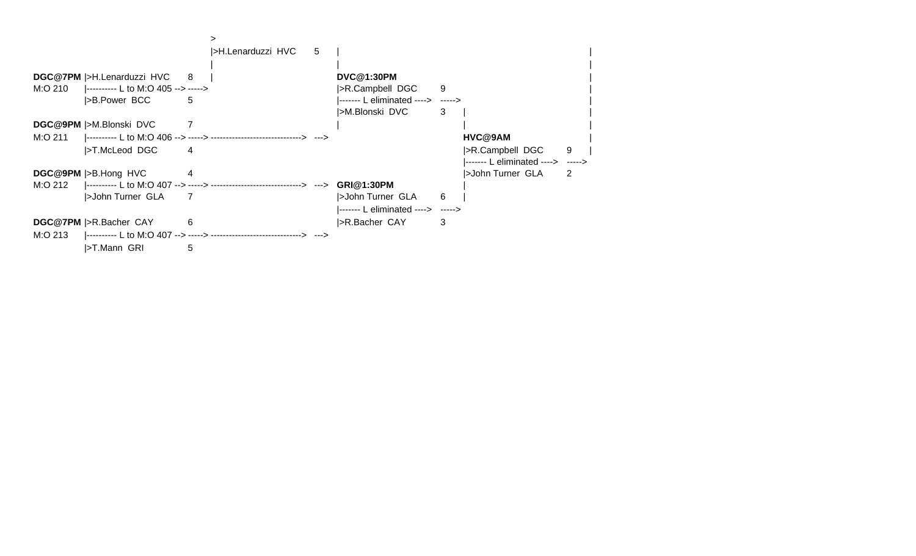>
|>H.Lenarduzzi HVC 5 |

**DGC@7PM** |>H.Lenarduzzi HVC 8
M:O 210 |---------- L to M:O 405 --> ----->
|>B.Power BCC 5

**DVC@1:30PM**
|>R.Campbell DGC 9
|------- L eliminated ----> ----->
|>M.Blonski DVC 3

**DGC@9PM** |>M.Blonski DVC 7
M:O 211 |---------- L to M:O 406 --> -----> ------------------------------> --->
|>T.McLeod DGC 4

**HVC@9AM**
|>R.Campbell DGC 9
|------- L eliminated ----> ----->
|>John Turner GLA 2

**DGC@9PM** |>B.Hong HVC 4
M:O 212 |---------- L to M:O 407 --> -----> ------------------------------> --->
|>John Turner GLA 7

**GRI@1:30PM**
|>John Turner GLA 6
|------- L eliminated ----> ----->
|>R.Bacher CAY 3

**DGC@7PM** |>R.Bacher CAY 6
M:O 213 |---------- L to M:O 407 --> -----> ------------------------------> --->
|>T.Mann GRI 5